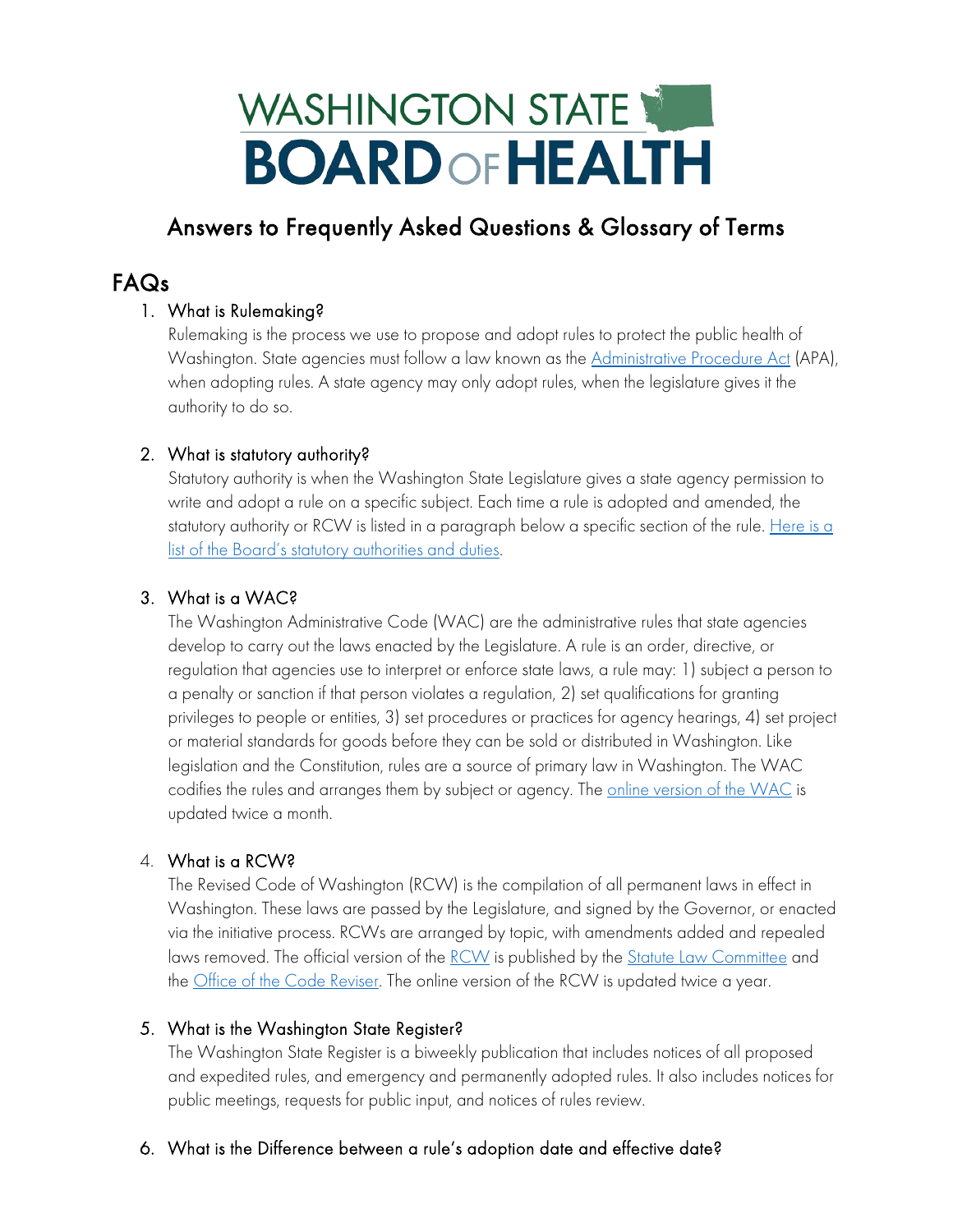# WASHINGTON STATE BOARD OF HEALTH

## Answers to Frequently Asked Questions & Glossary of Terms

## FAQs

1. ### What is Rulemaking?

   Rulemaking is the process we use to propose and adopt rules to protect the public health of Washington. State agencies must follow a law known as the Administrative Procedure Act (APA), when adopting rules. A state agency may only adopt rules, when the legislature gives it the authority to do so.

2. ### What is statutory authority?

   Statutory authority is when the Washington State Legislature gives a state agency permission to write and adopt a rule on a specific subject. Each time a rule is adopted and amended, the statutory authority or RCW is listed in a paragraph below a specific section of the rule. Here is a list of the Board's statutory authorities and duties.

3. ### What is a WAC?

   The Washington Administrative Code (WAC) are the administrative rules that state agencies develop to carry out the laws enacted by the Legislature. A rule is an order, directive, or regulation that agencies use to interpret or enforce state laws, a rule may: 1) subject a person to a penalty or sanction if that person violates a regulation, 2) set qualifications for granting privileges to people or entities, 3) set procedures or practices for agency hearings, 4) set project or material standards for goods before they can be sold or distributed in Washington. Like legislation and the Constitution, rules are a source of primary law in Washington. The WAC codifies the rules and arranges them by subject or agency. The online version of the WAC is updated twice a month.

4. ### What is a RCW?

   The Revised Code of Washington (RCW) is the compilation of all permanent laws in effect in Washington. These laws are passed by the Legislature, and signed by the Governor, or enacted via the initiative process. RCWs are arranged by topic, with amendments added and repealed laws removed. The official version of the RCW is published by the Statute Law Committee and the Office of the Code Reviser. The online version of the RCW is updated twice a year.

5. ### What is the Washington State Register?

   The Washington State Register is a biweekly publication that includes notices of all proposed and expedited rules, and emergency and permanently adopted rules. It also includes notices for public meetings, requests for public input, and notices of rules review.

6. ### What is the Difference between a rule's adoption date and effective date?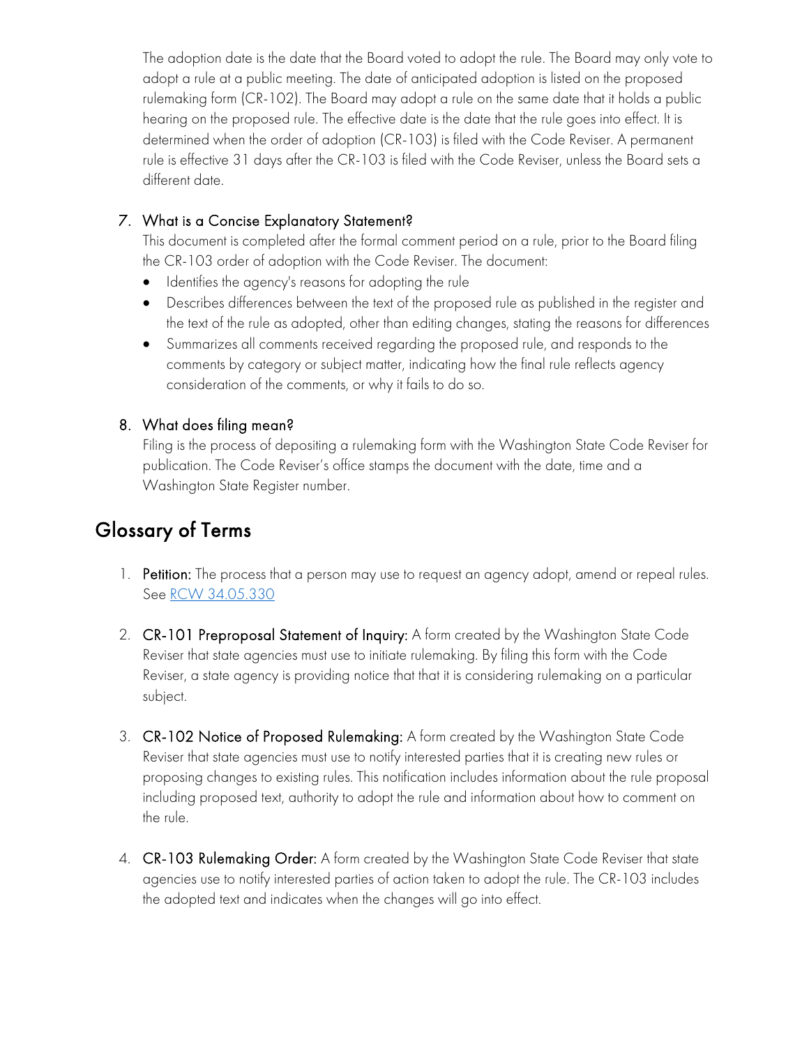The adoption date is the date that the Board voted to adopt the rule. The Board may only vote to adopt a rule at a public meeting. The date of anticipated adoption is listed on the proposed rulemaking form (CR-102). The Board may adopt a rule on the same date that it holds a public hearing on the proposed rule. The effective date is the date that the rule goes into effect. It is determined when the order of adoption (CR-103) is filed with the Code Reviser. A permanent rule is effective 31 days after the CR-103 is filed with the Code Reviser, unless the Board sets a different date.

7. What is a Concise Explanatory Statement?

   This document is completed after the formal comment period on a rule, prior to the Board filing the CR-103 order of adoption with the Code Reviser. The document:

   - Identifies the agency's reasons for adopting the rule
   - Describes differences between the text of the proposed rule as published in the register and the text of the rule as adopted, other than editing changes, stating the reasons for differences
   - Summarizes all comments received regarding the proposed rule, and responds to the comments by category or subject matter, indicating how the final rule reflects agency consideration of the comments, or why it fails to do so.

8. What does filing mean?

   Filing is the process of depositing a rulemaking form with the Washington State Code Reviser for publication. The Code Reviser's office stamps the document with the date, time and a Washington State Register number.

## Glossary of Terms

1. **Petition:** The process that a person may use to request an agency adopt, amend or repeal rules. See [RCW 34.05.330]

2. **CR-101 Preproposal Statement of Inquiry:** A form created by the Washington State Code Reviser that state agencies must use to initiate rulemaking. By filing this form with the Code Reviser, a state agency is providing notice that that it is considering rulemaking on a particular subject.

3. **CR-102 Notice of Proposed Rulemaking:** A form created by the Washington State Code Reviser that state agencies must use to notify interested parties that it is creating new rules or proposing changes to existing rules. This notification includes information about the rule proposal including proposed text, authority to adopt the rule and information about how to comment on the rule.

4. **CR-103 Rulemaking Order:** A form created by the Washington State Code Reviser that state agencies use to notify interested parties of action taken to adopt the rule. The CR-103 includes the adopted text and indicates when the changes will go into effect.